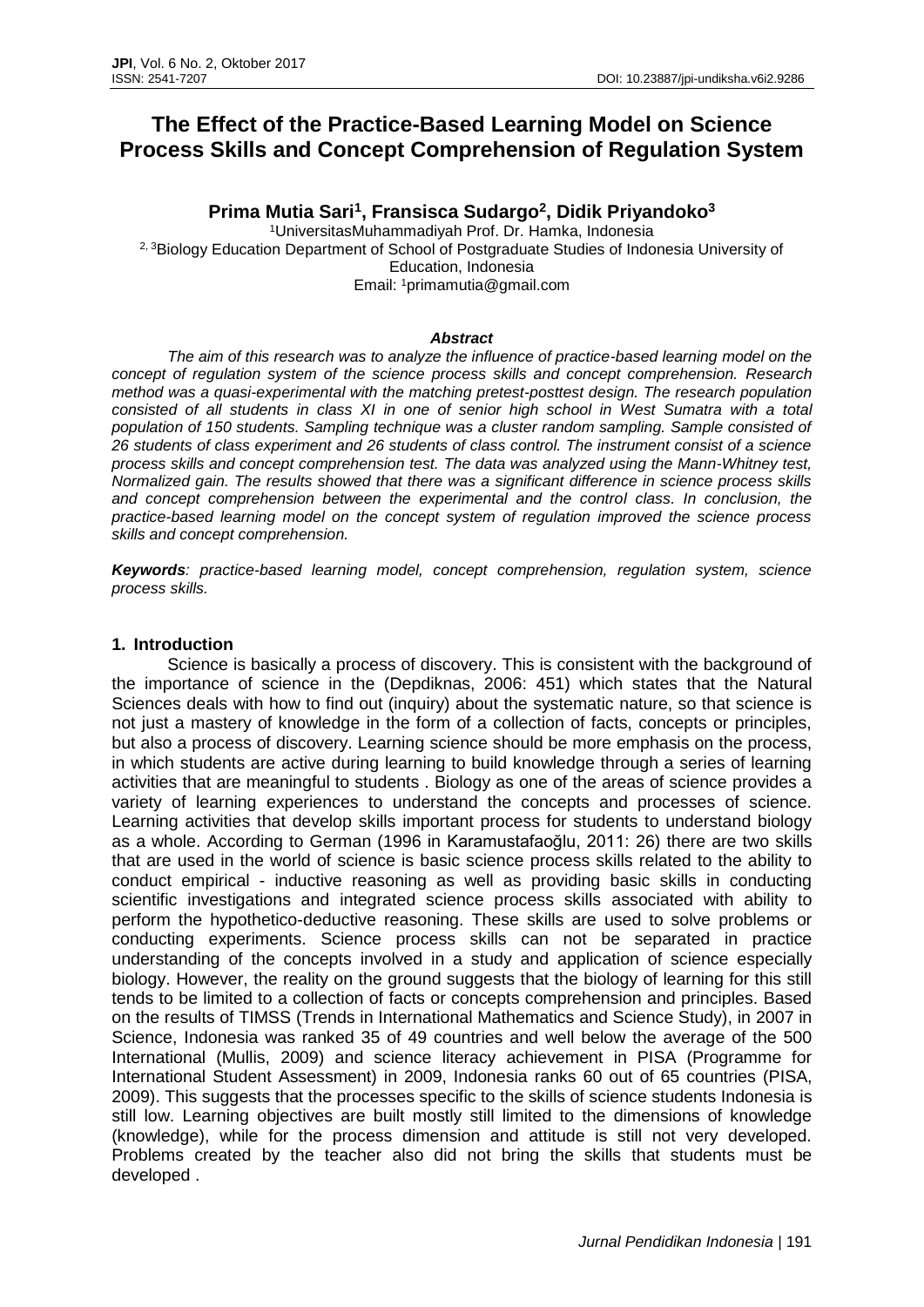# The Effect of the Practice-Based Learning Model on Science Process Skills and Concept Comprehension of Regulation System

**Prima Mutia Sari[1], Fransisca Sudargo[2], Didik Priyandoko[3]**

[1]UniversitasMuhammadiyah Prof. Dr. Hamka, Indonesia
[2, 3]Biology Education Department of School of Postgraduate Studies of Indonesia University of Education, Indonesia
Email: [1]primamutia@gmail.com

***Abstract***

*The aim of this research was to analyze the influence of practice-based learning model on the concept of regulation system of the science process skills and concept comprehension. Research method was a quasi-experimental with the matching pretest-posttest design. The research population consisted of all students in class XI in one of senior high school in West Sumatra with a total population of 150 students. Sampling technique was a cluster random sampling. Sample consisted of 26 students of class experiment and 26 students of class control. The instrument consist of a science process skills and concept comprehension test. The data was analyzed using the Mann-Whitney test, Normalized gain. The results showed that there was a significant difference in science process skills and concept comprehension between the experimental and the control class. In conclusion, the practice-based learning model on the concept system of regulation improved the science process skills and concept comprehension.*

***Keywords****: practice-based learning model, concept comprehension, regulation system, science process skills.*

## 1. Introduction

Science is basically a process of discovery. This is consistent with the background of the importance of science in the (Depdiknas, 2006: 451) which states that the Natural Sciences deals with how to find out (inquiry) about the systematic nature, so that science is not just a mastery of knowledge in the form of a collection of facts, concepts or principles, but also a process of discovery. Learning science should be more emphasis on the process, in which students are active during learning to build knowledge through a series of learning activities that are meaningful to students . Biology as one of the areas of science provides a variety of learning experiences to understand the concepts and processes of science. Learning activities that develop skills important process for students to understand biology as a whole. According to German (1996 in Karamustafaoğlu, 2011: 26) there are two skills that are used in the world of science is basic science process skills related to the ability to conduct empirical - inductive reasoning as well as providing basic skills in conducting scientific investigations and integrated science process skills associated with ability to perform the hypothetico-deductive reasoning. These skills are used to solve problems or conducting experiments. Science process skills can not be separated in practice understanding of the concepts involved in a study and application of science especially biology. However, the reality on the ground suggests that the biology of learning for this still tends to be limited to a collection of facts or concepts comprehension and principles. Based on the results of TIMSS (Trends in International Mathematics and Science Study), in 2007 in Science, Indonesia was ranked 35 of 49 countries and well below the average of the 500 International (Mullis, 2009) and science literacy achievement in PISA (Programme for International Student Assessment) in 2009, Indonesia ranks 60 out of 65 countries (PISA, 2009). This suggests that the processes specific to the skills of science students Indonesia is still low. Learning objectives are built mostly still limited to the dimensions of knowledge (knowledge), while for the process dimension and attitude is still not very developed. Problems created by the teacher also did not bring the skills that students must be developed .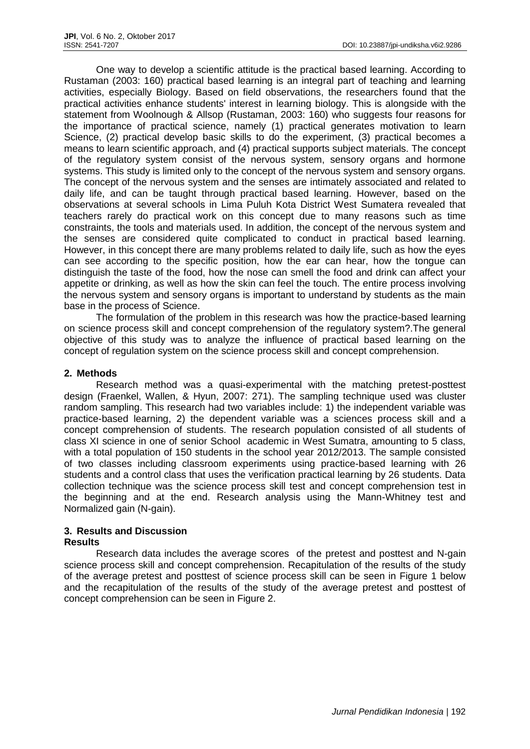One way to develop a scientific attitude is the practical based learning. According to Rustaman (2003: 160) practical based learning is an integral part of teaching and learning activities, especially Biology. Based on field observations, the researchers found that the practical activities enhance students' interest in learning biology. This is alongside with the statement from Woolnough & Allsop (Rustaman, 2003: 160) who suggests four reasons for the importance of practical science, namely (1) practical generates motivation to learn Science, (2) practical develop basic skills to do the experiment, (3) practical becomes a means to learn scientific approach, and (4) practical supports subject materials. The concept of the regulatory system consist of the nervous system, sensory organs and hormone systems. This study is limited only to the concept of the nervous system and sensory organs. The concept of the nervous system and the senses are intimately associated and related to daily life, and can be taught through practical based learning. However, based on the observations at several schools in Lima Puluh Kota District West Sumatera revealed that teachers rarely do practical work on this concept due to many reasons such as time constraints, the tools and materials used. In addition, the concept of the nervous system and the senses are considered quite complicated to conduct in practical based learning. However, in this concept there are many problems related to daily life, such as how the eyes can see according to the specific position, how the ear can hear, how the tongue can distinguish the taste of the food, how the nose can smell the food and drink can affect your appetite or drinking, as well as how the skin can feel the touch. The entire process involving the nervous system and sensory organs is important to understand by students as the main base in the process of Science.

The formulation of the problem in this research was how the practice-based learning on science process skill and concept comprehension of the regulatory system?.The general objective of this study was to analyze the influence of practical based learning on the concept of regulation system on the science process skill and concept comprehension.

## 2. Methods

Research method was a quasi-experimental with the matching pretest-posttest design (Fraenkel, Wallen, & Hyun, 2007: 271). The sampling technique used was cluster random sampling. This research had two variables include: 1) the independent variable was practice-based learning, 2) the dependent variable was a sciences process skill and a concept comprehension of students. The research population consisted of all students of class XI science in one of senior School academic in West Sumatra, amounting to 5 class, with a total population of 150 students in the school year 2012/2013. The sample consisted of two classes including classroom experiments using practice-based learning with 26 students and a control class that uses the verification practical learning by 26 students. Data collection technique was the science process skill test and concept comprehension test in the beginning and at the end. Research analysis using the Mann-Whitney test and Normalized gain (N-gain).

## 3. Results and Discussion

### Results

Research data includes the average scores of the pretest and posttest and N-gain science process skill and concept comprehension. Recapitulation of the results of the study of the average pretest and posttest of science process skill can be seen in Figure 1 below and the recapitulation of the results of the study of the average pretest and posttest of concept comprehension can be seen in Figure 2.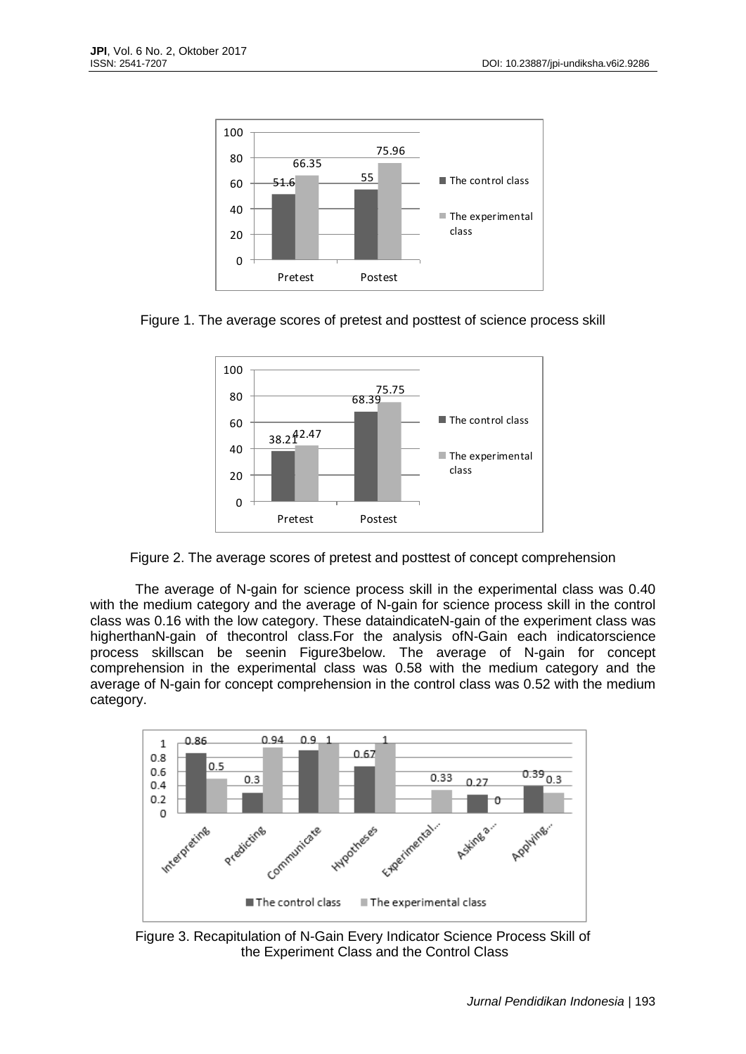Figure 1. The average scores of pretest and posttest of science process skill

Figure 2. The average scores of pretest and posttest of concept comprehension

The average of N-gain for science process skill in the experimental class was 0.40 with the medium category and the average of N-gain for science process skill in the control class was 0.16 with the low category. These dataindicateN-gain of the experiment class was higherthanN-gain of thecontrol class.For the analysis ofN-Gain each indicatorscience process skillscan be seenin Figure3below. The average of N-gain for concept comprehension in the experimental class was 0.58 with the medium category and the average of N-gain for concept comprehension in the control class was 0.52 with the medium category.

Figure 3. Recapitulation of N-Gain Every Indicator Science Process Skill of the Experiment Class and the Control Class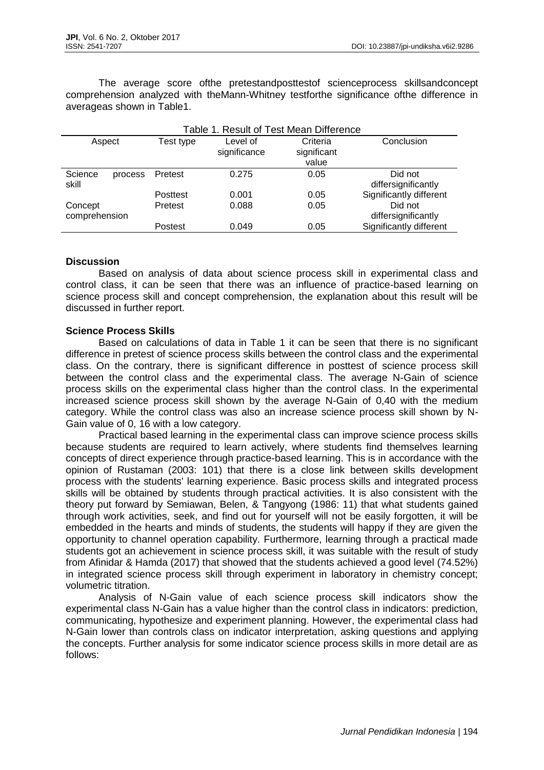The average score ofthe pretestandposttestof scienceprocess skillsandconcept comprehension analyzed with theMann-Whitney testforthe significance ofthe difference in averageas shown in Table1.

Table 1. Result of Test Mean Difference

| Aspect | Test type | Level of significance | Criteria significant value | Conclusion |
|---|---|---|---|---|
| Science process skill | Pretest | 0.275 | 0.05 | Did not differsignificantly |
| | Posttest | 0.001 | 0.05 | Significantly different |
| Concept comprehension | Pretest | 0.088 | 0.05 | Did not differsignificantly |
| | Postest | 0.049 | 0.05 | Significantly different |

### Discussion

Based on analysis of data about science process skill in experimental class and control class, it can be seen that there was an influence of practice-based learning on science process skill and concept comprehension, the explanation about this result will be discussed in further report.

### Science Process Skills

Based on calculations of data in Table 1 it can be seen that there is no significant difference in pretest of science process skills between the control class and the experimental class. On the contrary, there is significant difference in posttest of science process skill between the control class and the experimental class. The average N-Gain of science process skills on the experimental class higher than the control class. In the experimental increased science process skill shown by the average N-Gain of 0,40 with the medium category. While the control class was also an increase science process skill shown by N-Gain value of 0, 16 with a low category.

Practical based learning in the experimental class can improve science process skills because students are required to learn actively, where students find themselves learning concepts of direct experience through practice-based learning. This is in accordance with the opinion of Rustaman (2003: 101) that there is a close link between skills development process with the students' learning experience. Basic process skills and integrated process skills will be obtained by students through practical activities. It is also consistent with the theory put forward by Semiawan, Belen, & Tangyong (1986: 11) that what students gained through work activities, seek, and find out for yourself will not be easily forgotten, it will be embedded in the hearts and minds of students, the students will happy if they are given the opportunity to channel operation capability. Furthermore, learning through a practical made students got an achievement in science process skill, it was suitable with the result of study from Afinidar & Hamda (2017) that showed that the students achieved a good level (74.52%) in integrated science process skill through experiment in laboratory in chemistry concept; volumetric titration.

Analysis of N-Gain value of each science process skill indicators show the experimental class N-Gain has a value higher than the control class in indicators: prediction, communicating, hypothesize and experiment planning. However, the experimental class had N-Gain lower than controls class on indicator interpretation, asking questions and applying the concepts. Further analysis for some indicator science process skills in more detail are as follows: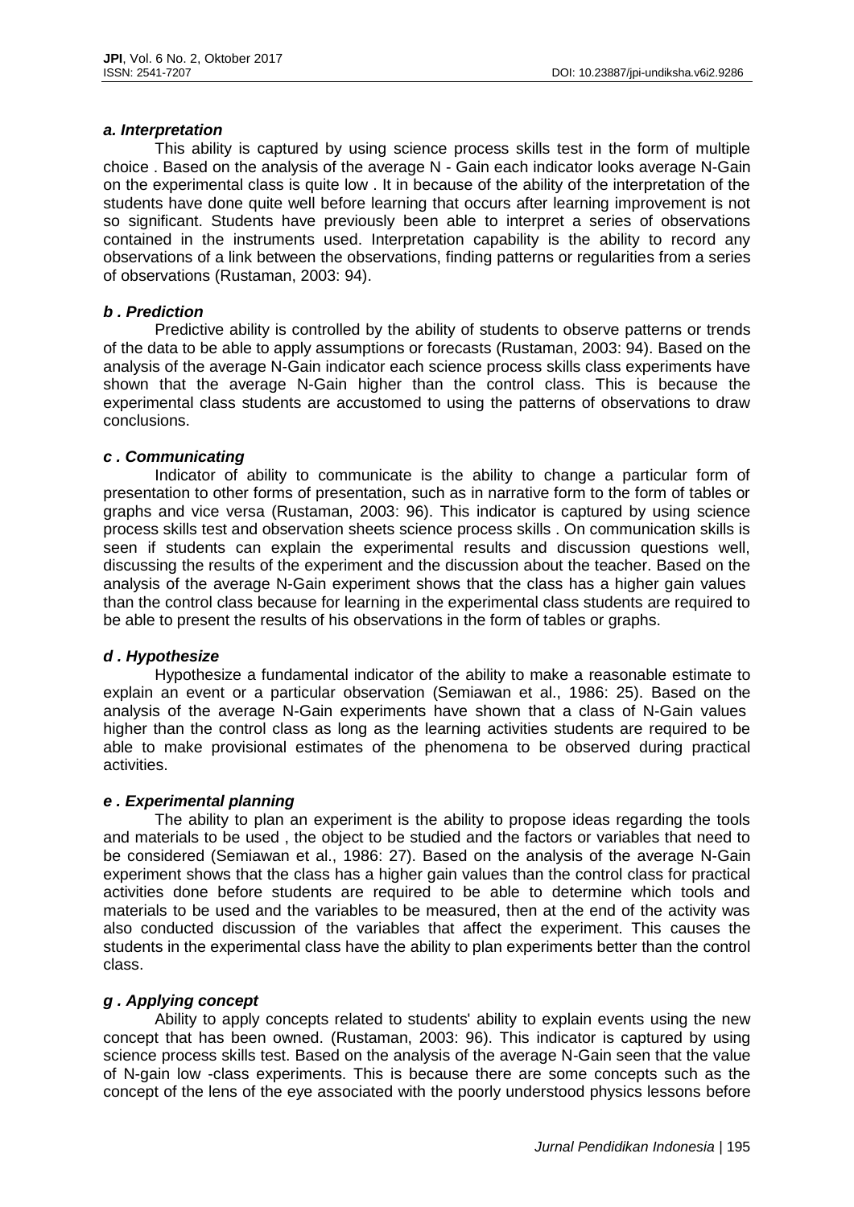#### *a. Interpretation*

This ability is captured by using science process skills test in the form of multiple choice . Based on the analysis of the average N - Gain each indicator looks average N-Gain on the experimental class is quite low . It in because of the ability of the interpretation of the students have done quite well before learning that occurs after learning improvement is not so significant. Students have previously been able to interpret a series of observations contained in the instruments used. Interpretation capability is the ability to record any observations of a link between the observations, finding patterns or regularities from a series of observations (Rustaman, 2003: 94).

#### *b . Prediction*

Predictive ability is controlled by the ability of students to observe patterns or trends of the data to be able to apply assumptions or forecasts (Rustaman, 2003: 94). Based on the analysis of the average N-Gain indicator each science process skills class experiments have shown that the average N-Gain higher than the control class. This is because the experimental class students are accustomed to using the patterns of observations to draw conclusions.

#### *c . Communicating*

Indicator of ability to communicate is the ability to change a particular form of presentation to other forms of presentation, such as in narrative form to the form of tables or graphs and vice versa (Rustaman, 2003: 96). This indicator is captured by using science process skills test and observation sheets science process skills . On communication skills is seen if students can explain the experimental results and discussion questions well, discussing the results of the experiment and the discussion about the teacher. Based on the analysis of the average N-Gain experiment shows that the class has a higher gain values than the control class because for learning in the experimental class students are required to be able to present the results of his observations in the form of tables or graphs.

#### *d . Hypothesize*

Hypothesize a fundamental indicator of the ability to make a reasonable estimate to explain an event or a particular observation (Semiawan et al., 1986: 25). Based on the analysis of the average N-Gain experiments have shown that a class of N-Gain values higher than the control class as long as the learning activities students are required to be able to make provisional estimates of the phenomena to be observed during practical activities.

#### *e . Experimental planning*

The ability to plan an experiment is the ability to propose ideas regarding the tools and materials to be used , the object to be studied and the factors or variables that need to be considered (Semiawan et al., 1986: 27). Based on the analysis of the average N-Gain experiment shows that the class has a higher gain values than the control class for practical activities done before students are required to be able to determine which tools and materials to be used and the variables to be measured, then at the end of the activity was also conducted discussion of the variables that affect the experiment. This causes the students in the experimental class have the ability to plan experiments better than the control class.

#### *g . Applying concept*

Ability to apply concepts related to students' ability to explain events using the new concept that has been owned. (Rustaman, 2003: 96). This indicator is captured by using science process skills test. Based on the analysis of the average N-Gain seen that the value of N-gain low -class experiments. This is because there are some concepts such as the concept of the lens of the eye associated with the poorly understood physics lessons before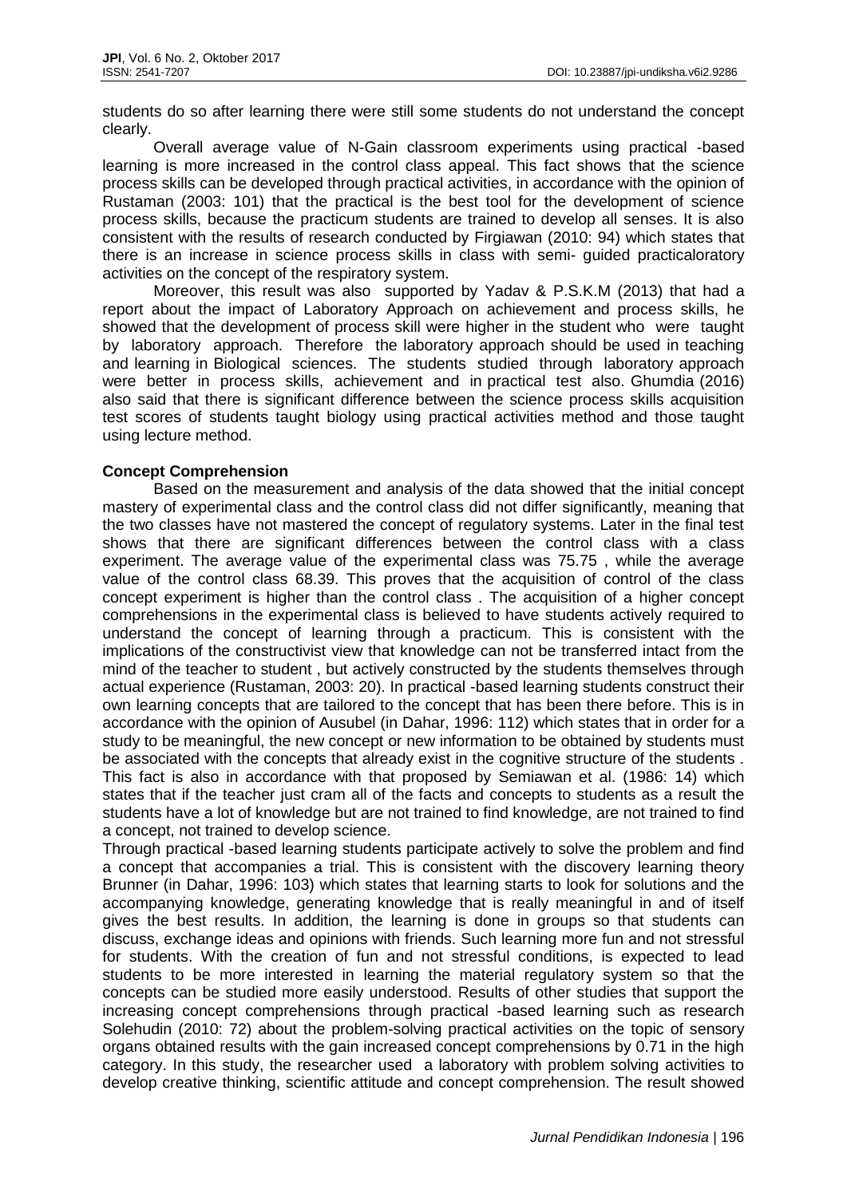students do so after learning there were still some students do not understand the concept clearly.

Overall average value of N-Gain classroom experiments using practical -based learning is more increased in the control class appeal. This fact shows that the science process skills can be developed through practical activities, in accordance with the opinion of Rustaman (2003: 101) that the practical is the best tool for the development of science process skills, because the practicum students are trained to develop all senses. It is also consistent with the results of research conducted by Firgiawan (2010: 94) which states that there is an increase in science process skills in class with semi- guided practicaloratory activities on the concept of the respiratory system.

Moreover, this result was also supported by Yadav & P.S.K.M (2013) that had a report about the impact of Laboratory Approach on achievement and process skills, he showed that the development of process skill were higher in the student who were taught by laboratory approach. Therefore the laboratory approach should be used in teaching and learning in Biological sciences. The students studied through laboratory approach were better in process skills, achievement and in practical test also. Ghumdia (2016) also said that there is significant difference between the science process skills acquisition test scores of students taught biology using practical activities method and those taught using lecture method.

**Concept Comprehension**

Based on the measurement and analysis of the data showed that the initial concept mastery of experimental class and the control class did not differ significantly, meaning that the two classes have not mastered the concept of regulatory systems. Later in the final test shows that there are significant differences between the control class with a class experiment. The average value of the experimental class was 75.75 , while the average value of the control class 68.39. This proves that the acquisition of control of the class concept experiment is higher than the control class . The acquisition of a higher concept comprehensions in the experimental class is believed to have students actively required to understand the concept of learning through a practicum. This is consistent with the implications of the constructivist view that knowledge can not be transferred intact from the mind of the teacher to student , but actively constructed by the students themselves through actual experience (Rustaman, 2003: 20). In practical -based learning students construct their own learning concepts that are tailored to the concept that has been there before. This is in accordance with the opinion of Ausubel (in Dahar, 1996: 112) which states that in order for a study to be meaningful, the new concept or new information to be obtained by students must be associated with the concepts that already exist in the cognitive structure of the students . This fact is also in accordance with that proposed by Semiawan et al. (1986: 14) which states that if the teacher just cram all of the facts and concepts to students as a result the students have a lot of knowledge but are not trained to find knowledge, are not trained to find a concept, not trained to develop science.

Through practical -based learning students participate actively to solve the problem and find a concept that accompanies a trial. This is consistent with the discovery learning theory Brunner (in Dahar, 1996: 103) which states that learning starts to look for solutions and the accompanying knowledge, generating knowledge that is really meaningful in and of itself gives the best results. In addition, the learning is done in groups so that students can discuss, exchange ideas and opinions with friends. Such learning more fun and not stressful for students. With the creation of fun and not stressful conditions, is expected to lead students to be more interested in learning the material regulatory system so that the concepts can be studied more easily understood. Results of other studies that support the increasing concept comprehensions through practical -based learning such as research Solehudin (2010: 72) about the problem-solving practical activities on the topic of sensory organs obtained results with the gain increased concept comprehensions by 0.71 in the high category. In this study, the researcher used a laboratory with problem solving activities to develop creative thinking, scientific attitude and concept comprehension. The result showed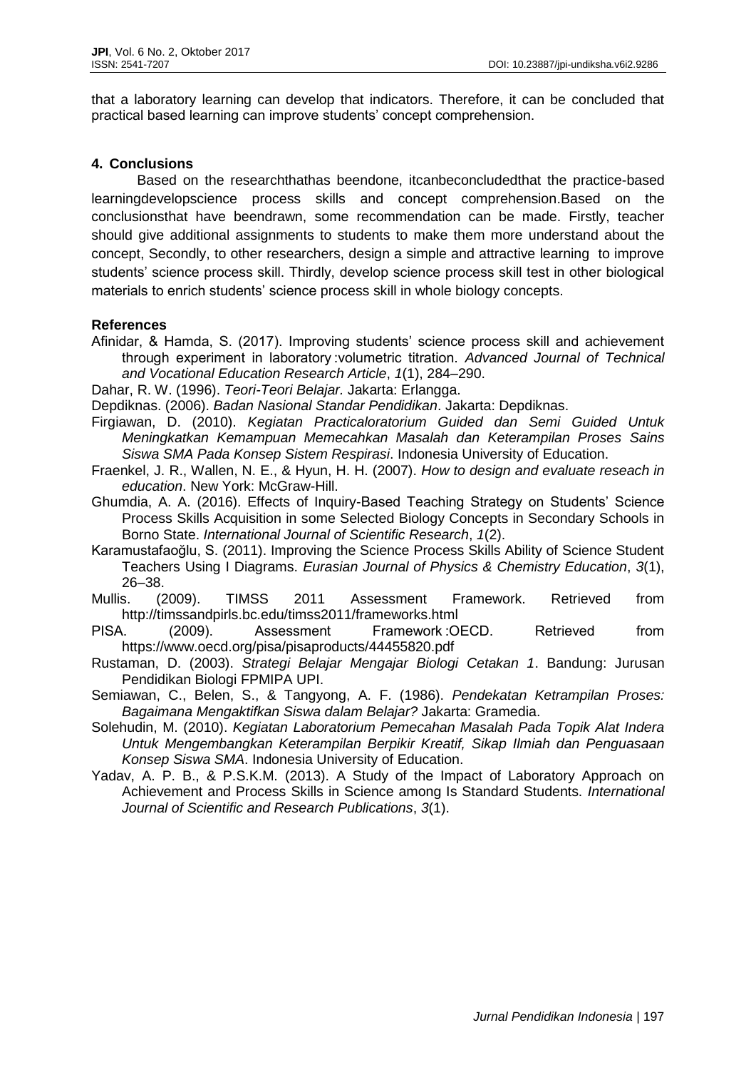that a laboratory learning can develop that indicators. Therefore, it can be concluded that practical based learning can improve students' concept comprehension.

## 4. Conclusions

Based on the researchthathas beendone, itcanbeconcludedthat the practice-based learningdevelopscience process skills and concept comprehension.Based on the conclusionsthat have beendrawn, some recommendation can be made. Firstly, teacher should give additional assignments to students to make them more understand about the concept, Secondly, to other researchers, design a simple and attractive learning to improve students' science process skill. Thirdly, develop science process skill test in other biological materials to enrich students' science process skill in whole biology concepts.

## References

Afinidar, & Hamda, S. (2017). Improving students' science process skill and achievement through experiment in laboratory :volumetric titration. *Advanced Journal of Technical and Vocational Education Research Article*, *1*(1), 284–290.

Dahar, R. W. (1996). *Teori-Teori Belajar.* Jakarta: Erlangga.

Depdiknas. (2006). *Badan Nasional Standar Pendidikan*. Jakarta: Depdiknas.

Firgiawan, D. (2010). *Kegiatan Practicaloratorium Guided dan Semi Guided Untuk Meningkatkan Kemampuan Memecahkan Masalah dan Keterampilan Proses Sains Siswa SMA Pada Konsep Sistem Respirasi*. Indonesia University of Education.

Fraenkel, J. R., Wallen, N. E., & Hyun, H. H. (2007). *How to design and evaluate reseach in education*. New York: McGraw-Hill.

Ghumdia, A. A. (2016). Effects of Inquiry-Based Teaching Strategy on Students' Science Process Skills Acquisition in some Selected Biology Concepts in Secondary Schools in Borno State. *International Journal of Scientific Research*, *1*(2).

Karamustafaoğlu, S. (2011). Improving the Science Process Skills Ability of Science Student Teachers Using I Diagrams. *Eurasian Journal of Physics & Chemistry Education*, *3*(1), 26–38.

Mullis. (2009). TIMSS 2011 Assessment Framework. Retrieved from http://timssandpirls.bc.edu/timss2011/frameworks.html

PISA. (2009). Assessment Framework :OECD. Retrieved from https://www.oecd.org/pisa/pisaproducts/44455820.pdf

Rustaman, D. (2003). *Strategi Belajar Mengajar Biologi Cetakan 1*. Bandung: Jurusan Pendidikan Biologi FPMIPA UPI.

Semiawan, C., Belen, S., & Tangyong, A. F. (1986). *Pendekatan Ketrampilan Proses: Bagaimana Mengaktifkan Siswa dalam Belajar?* Jakarta: Gramedia.

Solehudin, M. (2010). *Kegiatan Laboratorium Pemecahan Masalah Pada Topik Alat Indera Untuk Mengembangkan Keterampilan Berpikir Kreatif, Sikap Ilmiah dan Penguasaan Konsep Siswa SMA*. Indonesia University of Education.

Yadav, A. P. B., & P.S.K.M. (2013). A Study of the Impact of Laboratory Approach on Achievement and Process Skills in Science among Is Standard Students. *International Journal of Scientific and Research Publications*, *3*(1).